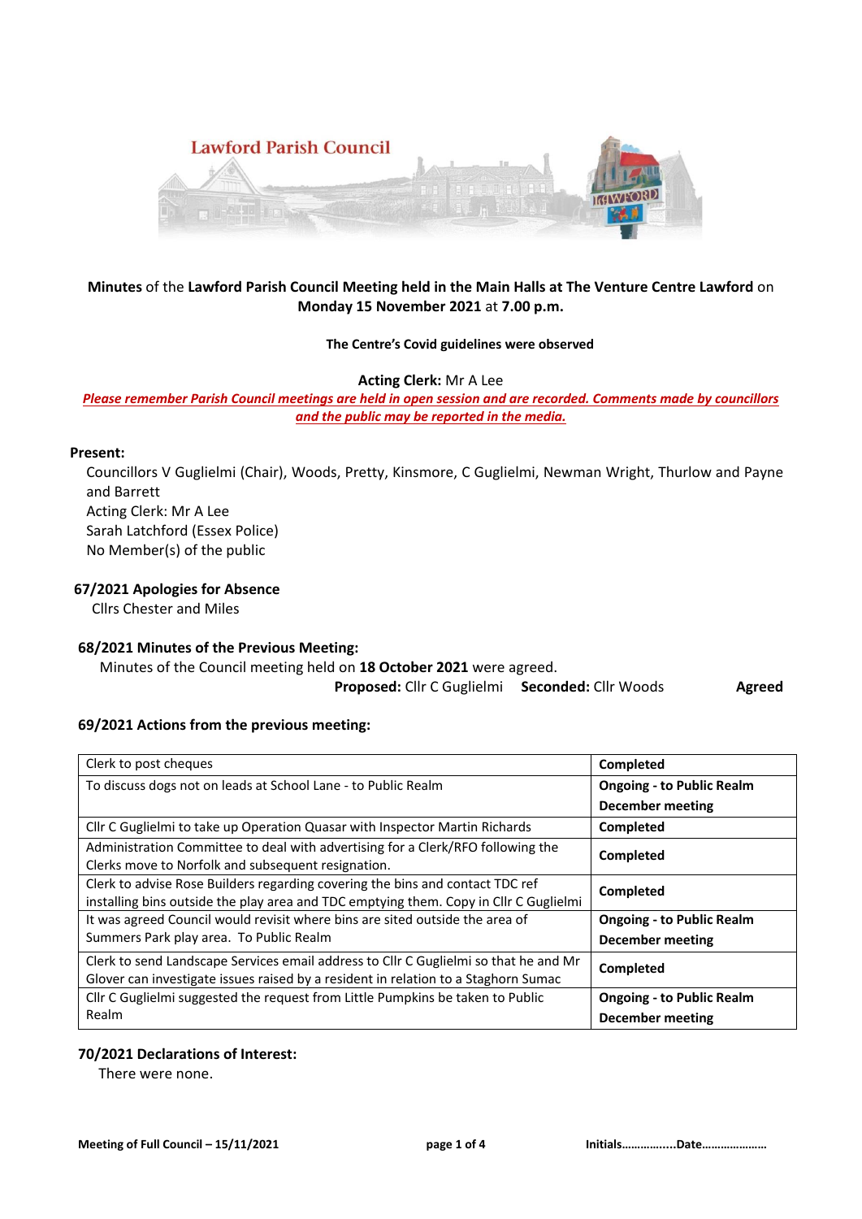Lawford Parish Council

**Minutes** of the **Lawford Parish Council Meeting held in the Main Halls at The Venture Centre Lawford** on **Monday 15 November 2021** at **7.00 p.m.**

**The Centre's Covid guidelines were observed**

**Acting Clerk:** Mr A Lee

***Please remember Parish Council meetings are held in open session and are recorded. Comments made by councillors and the public may be reported in the media.***

**Present:**

Councillors V Guglielmi (Chair), Woods, Pretty, Kinsmore, C Guglielmi, Newman Wright, Thurlow and Payne and Barrett
Acting Clerk: Mr A Lee
Sarah Latchford (Essex Police)
No Member(s) of the public

### 67/2021 Apologies for Absence

Cllrs Chester and Miles

### 68/2021 Minutes of the Previous Meeting:

Minutes of the Council meeting held on **18 October 2021** were agreed.

**Proposed:** Cllr C Guglielmi **Seconded:** Cllr Woods **Agreed**

### 69/2021 Actions from the previous meeting:

| | |
|---|---|
| Clerk to post cheques | **Completed** |
| To discuss dogs not on leads at School Lane - to Public Realm | **Ongoing - to Public Realm December meeting** |
| Cllr C Guglielmi to take up Operation Quasar with Inspector Martin Richards | **Completed** |
| Administration Committee to deal with advertising for a Clerk/RFO following the Clerks move to Norfolk and subsequent resignation. | **Completed** |
| Clerk to advise Rose Builders regarding covering the bins and contact TDC ref installing bins outside the play area and TDC emptying them. Copy in Cllr C Guglielmi | **Completed** |
| It was agreed Council would revisit where bins are sited outside the area of Summers Park play area. To Public Realm | **Ongoing - to Public Realm December meeting** |
| Clerk to send Landscape Services email address to Cllr C Guglielmi so that he and Mr Glover can investigate issues raised by a resident in relation to a Staghorn Sumac | **Completed** |
| Cllr C Guglielmi suggested the request from Little Pumpkins be taken to Public Realm | **Ongoing - to Public Realm December meeting** |

### 70/2021 Declarations of Interest:

There were none.

**Initials……………..Date…………………**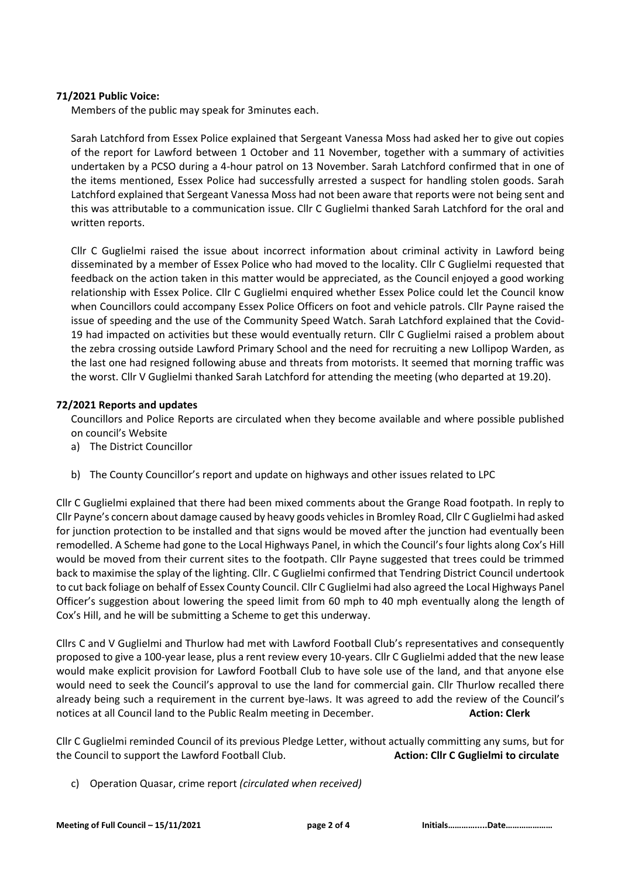**71/2021 Public Voice:**

Members of the public may speak for 3minutes each.

Sarah Latchford from Essex Police explained that Sergeant Vanessa Moss had asked her to give out copies of the report for Lawford between 1 October and 11 November, together with a summary of activities undertaken by a PCSO during a 4-hour patrol on 13 November. Sarah Latchford confirmed that in one of the items mentioned, Essex Police had successfully arrested a suspect for handling stolen goods. Sarah Latchford explained that Sergeant Vanessa Moss had not been aware that reports were not being sent and this was attributable to a communication issue. Cllr C Guglielmi thanked Sarah Latchford for the oral and written reports.

Cllr C Guglielmi raised the issue about incorrect information about criminal activity in Lawford being disseminated by a member of Essex Police who had moved to the locality. Cllr C Guglielmi requested that feedback on the action taken in this matter would be appreciated, as the Council enjoyed a good working relationship with Essex Police. Cllr C Guglielmi enquired whether Essex Police could let the Council know when Councillors could accompany Essex Police Officers on foot and vehicle patrols. Cllr Payne raised the issue of speeding and the use of the Community Speed Watch. Sarah Latchford explained that the Covid-19 had impacted on activities but these would eventually return. Cllr C Guglielmi raised a problem about the zebra crossing outside Lawford Primary School and the need for recruiting a new Lollipop Warden, as the last one had resigned following abuse and threats from motorists. It seemed that morning traffic was the worst. Cllr V Guglielmi thanked Sarah Latchford for attending the meeting (who departed at 19.20).

**72/2021 Reports and updates**

Councillors and Police Reports are circulated when they become available and where possible published on council's Website

a) The District Councillor

b) The County Councillor's report and update on highways and other issues related to LPC

Cllr C Guglielmi explained that there had been mixed comments about the Grange Road footpath. In reply to Cllr Payne's concern about damage caused by heavy goods vehicles in Bromley Road, Cllr C Guglielmi had asked for junction protection to be installed and that signs would be moved after the junction had eventually been remodelled. A Scheme had gone to the Local Highways Panel, in which the Council's four lights along Cox's Hill would be moved from their current sites to the footpath. Cllr Payne suggested that trees could be trimmed back to maximise the splay of the lighting. Cllr. C Guglielmi confirmed that Tendring District Council undertook to cut back foliage on behalf of Essex County Council. Cllr C Guglielmi had also agreed the Local Highways Panel Officer's suggestion about lowering the speed limit from 60 mph to 40 mph eventually along the length of Cox's Hill, and he will be submitting a Scheme to get this underway.

Cllrs C and V Guglielmi and Thurlow had met with Lawford Football Club's representatives and consequently proposed to give a 100-year lease, plus a rent review every 10-years. Cllr C Guglielmi added that the new lease would make explicit provision for Lawford Football Club to have sole use of the land, and that anyone else would need to seek the Council's approval to use the land for commercial gain. Cllr Thurlow recalled there already being such a requirement in the current bye-laws. It was agreed to add the review of the Council's notices at all Council land to the Public Realm meeting in December. **Action: Clerk**

Cllr C Guglielmi reminded Council of its previous Pledge Letter, without actually committing any sums, but for the Council to support the Lawford Football Club. **Action: Cllr C Guglielmi to circulate**

c) Operation Quasar, crime report *(circulated when received)*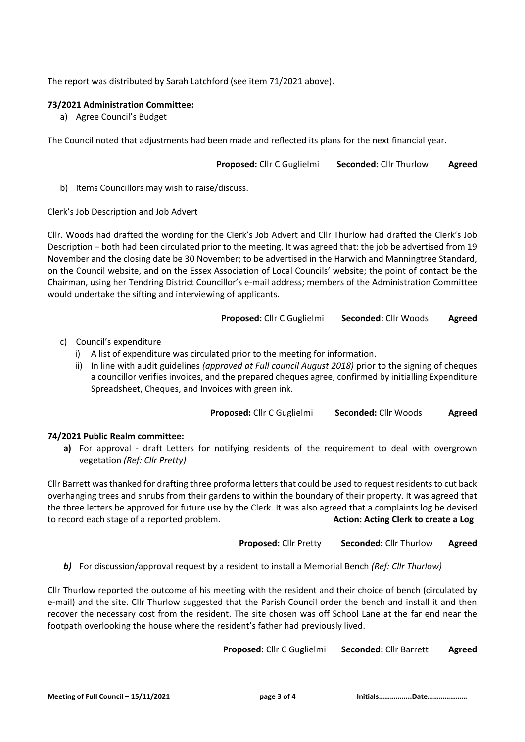The report was distributed by Sarah Latchford (see item 71/2021 above).

**73/2021 Administration Committee:**

a) Agree Council's Budget

The Council noted that adjustments had been made and reflected its plans for the next financial year.

**Proposed:** Cllr C Guglielmi **Seconded:** Cllr Thurlow **Agreed**

b) Items Councillors may wish to raise/discuss.

Clerk's Job Description and Job Advert

Cllr. Woods had drafted the wording for the Clerk's Job Advert and Cllr Thurlow had drafted the Clerk's Job Description – both had been circulated prior to the meeting. It was agreed that: the job be advertised from 19 November and the closing date be 30 November; to be advertised in the Harwich and Manningtree Standard, on the Council website, and on the Essex Association of Local Councils' website; the point of contact be the Chairman, using her Tendring District Councillor's e-mail address; members of the Administration Committee would undertake the sifting and interviewing of applicants.

**Proposed:** Cllr C Guglielmi **Seconded:** Cllr Woods **Agreed**

c) Council's expenditure
   i) A list of expenditure was circulated prior to the meeting for information.
   ii) In line with audit guidelines *(approved at Full council August 2018)* prior to the signing of cheques a councillor verifies invoices, and the prepared cheques agree, confirmed by initialling Expenditure Spreadsheet, Cheques, and Invoices with green ink.

**Proposed:** Cllr C Guglielmi **Seconded:** Cllr Woods **Agreed**

**74/2021 Public Realm committee:**

**a)** For approval - draft Letters for notifying residents of the requirement to deal with overgrown vegetation *(Ref: Cllr Pretty)*

Cllr Barrett was thanked for drafting three proforma letters that could be used to request residents to cut back overhanging trees and shrubs from their gardens to within the boundary of their property. It was agreed that the three letters be approved for future use by the Clerk. It was also agreed that a complaints log be devised to record each stage of a reported problem. **Action: Acting Clerk to create a Log**

**Proposed:** Cllr Pretty **Seconded:** Cllr Thurlow **Agreed**

***b)*** For discussion/approval request by a resident to install a Memorial Bench *(Ref: Cllr Thurlow)*

Cllr Thurlow reported the outcome of his meeting with the resident and their choice of bench (circulated by e-mail) and the site. Cllr Thurlow suggested that the Parish Council order the bench and install it and then recover the necessary cost from the resident. The site chosen was off School Lane at the far end near the footpath overlooking the house where the resident's father had previously lived.

**Proposed:** Cllr C Guglielmi **Seconded:** Cllr Barrett **Agreed**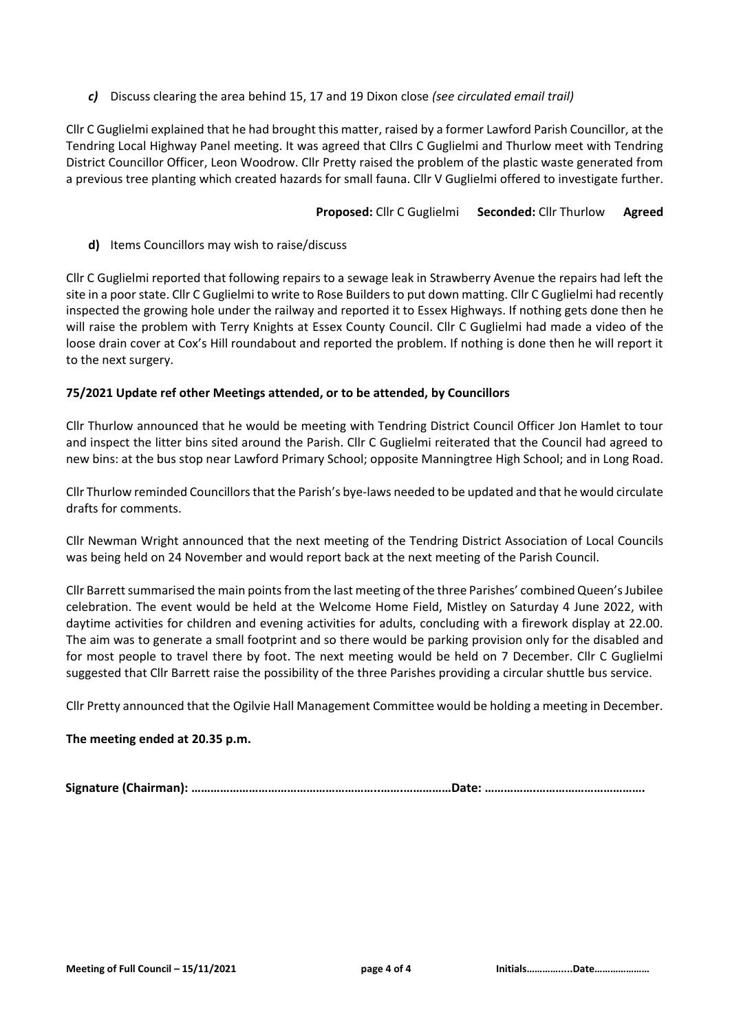***c)*** Discuss clearing the area behind 15, 17 and 19 Dixon close *(see circulated email trail)*

Cllr C Guglielmi explained that he had brought this matter, raised by a former Lawford Parish Councillor, at the Tendring Local Highway Panel meeting. It was agreed that Cllrs C Guglielmi and Thurlow meet with Tendring District Councillor Officer, Leon Woodrow. Cllr Pretty raised the problem of the plastic waste generated from a previous tree planting which created hazards for small fauna. Cllr V Guglielmi offered to investigate further.

**Proposed:** Cllr C Guglielmi **Seconded:** Cllr Thurlow **Agreed**

**d)** Items Councillors may wish to raise/discuss

Cllr C Guglielmi reported that following repairs to a sewage leak in Strawberry Avenue the repairs had left the site in a poor state. Cllr C Guglielmi to write to Rose Builders to put down matting. Cllr C Guglielmi had recently inspected the growing hole under the railway and reported it to Essex Highways. If nothing gets done then he will raise the problem with Terry Knights at Essex County Council. Cllr C Guglielmi had made a video of the loose drain cover at Cox's Hill roundabout and reported the problem. If nothing is done then he will report it to the next surgery.

**75/2021 Update ref other Meetings attended, or to be attended, by Councillors**

Cllr Thurlow announced that he would be meeting with Tendring District Council Officer Jon Hamlet to tour and inspect the litter bins sited around the Parish. Cllr C Guglielmi reiterated that the Council had agreed to new bins: at the bus stop near Lawford Primary School; opposite Manningtree High School; and in Long Road.

Cllr Thurlow reminded Councillors that the Parish's bye-laws needed to be updated and that he would circulate drafts for comments.

Cllr Newman Wright announced that the next meeting of the Tendring District Association of Local Councils was being held on 24 November and would report back at the next meeting of the Parish Council.

Cllr Barrett summarised the main points from the last meeting of the three Parishes' combined Queen's Jubilee celebration. The event would be held at the Welcome Home Field, Mistley on Saturday 4 June 2022, with daytime activities for children and evening activities for adults, concluding with a firework display at 22.00. The aim was to generate a small footprint and so there would be parking provision only for the disabled and for most people to travel there by foot. The next meeting would be held on 7 December. Cllr C Guglielmi suggested that Cllr Barrett raise the possibility of the three Parishes providing a circular shuttle bus service.

Cllr Pretty announced that the Ogilvie Hall Management Committee would be holding a meeting in December.

**The meeting ended at 20.35 p.m.**

**Signature (Chairman): ……………………………………………………..…….…………Date: ………….……………………………**